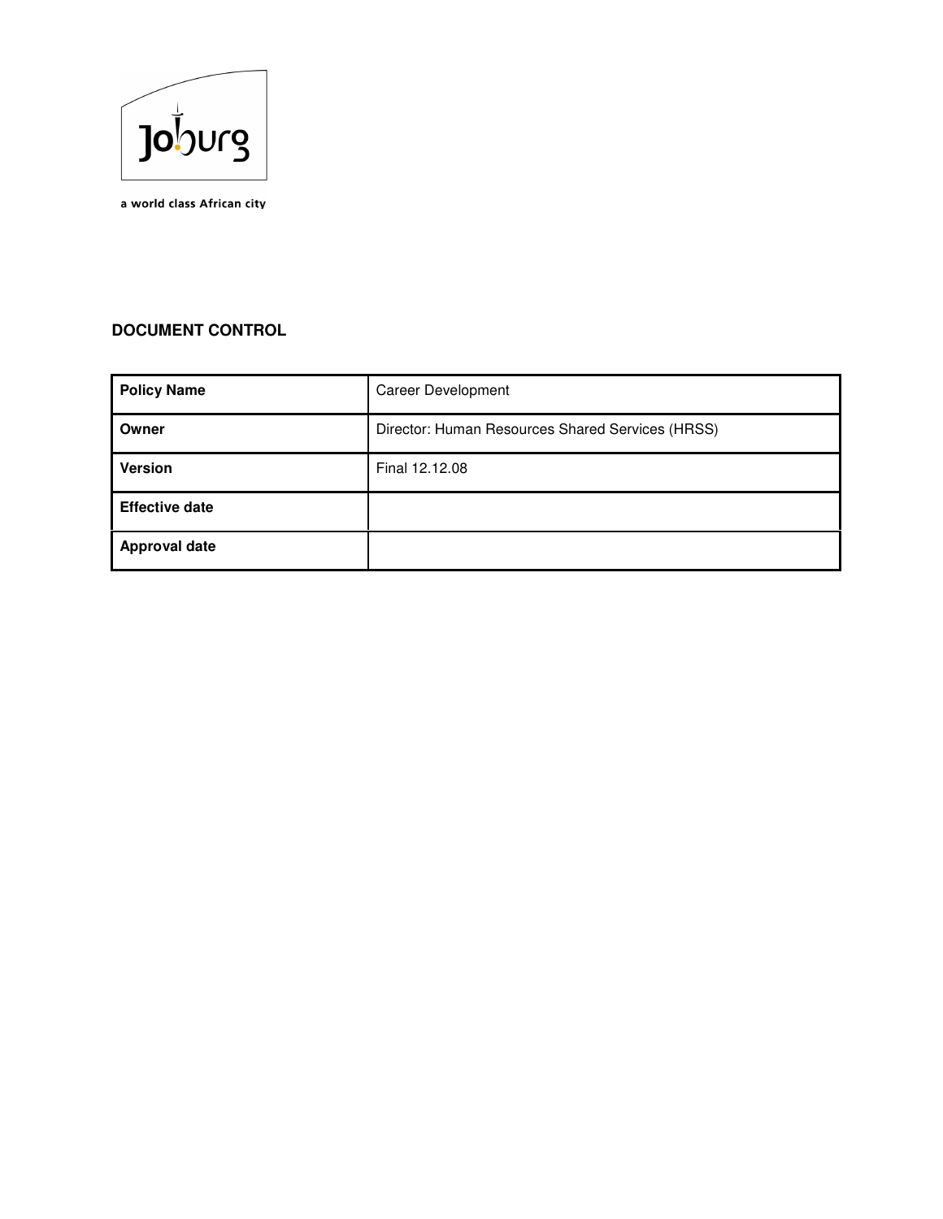Joburg

a world class African city

**DOCUMENT CONTROL**

| **Policy Name** | Career Development |
|---|---|
| **Owner** | Director: Human Resources Shared Services (HRSS) |
| **Version** | Final 12.12.08 |
| **Effective date** | |
| **Approval date** | |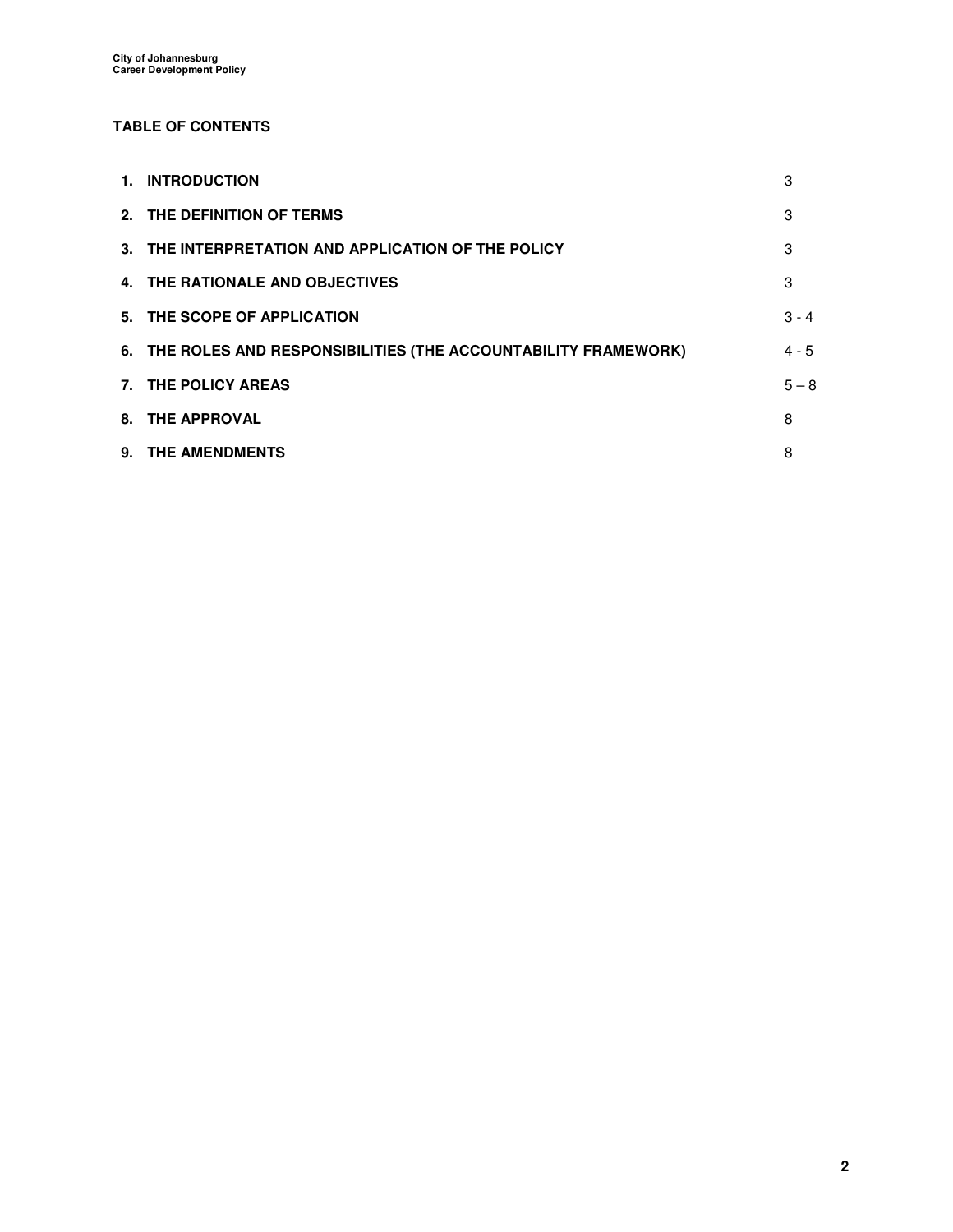## TABLE OF CONTENTS

| | |
|---|---|
| **1. INTRODUCTION** | 3 |
| **2. THE DEFINITION OF TERMS** | 3 |
| **3. THE INTERPRETATION AND APPLICATION OF THE POLICY** | 3 |
| **4. THE RATIONALE AND OBJECTIVES** | 3 |
| **5. THE SCOPE OF APPLICATION** | 3 - 4 |
| **6. THE ROLES AND RESPONSIBILITIES (THE ACCOUNTABILITY FRAMEWORK)** | 4 - 5 |
| **7. THE POLICY AREAS** | 5 – 8 |
| **8. THE APPROVAL** | 8 |
| **9. THE AMENDMENTS** | 8 |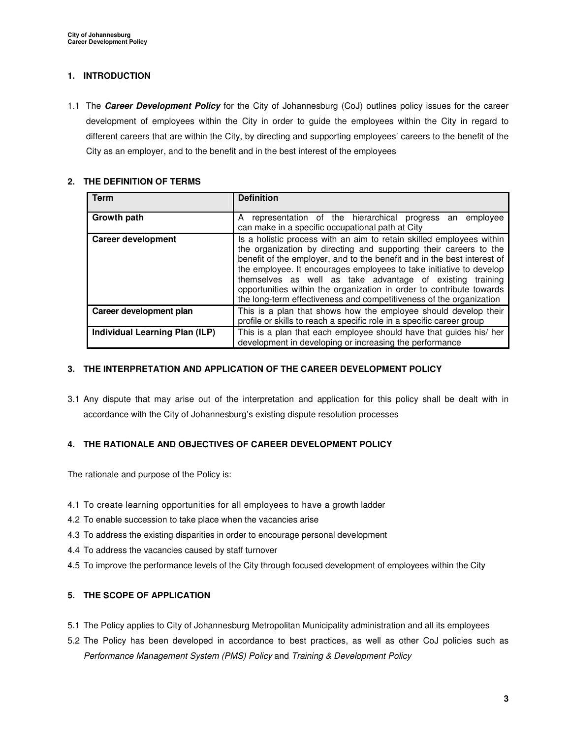## 1. INTRODUCTION

1.1 The ***Career Development Policy*** for the City of Johannesburg (CoJ) outlines policy issues for the career development of employees within the City in order to guide the employees within the City in regard to different careers that are within the City, by directing and supporting employees' careers to the benefit of the City as an employer, and to the benefit and in the best interest of the employees

## 2. THE DEFINITION OF TERMS

| Term | Definition |
|---|---|
| **Growth path** | A representation of the hierarchical progress an employee can make in a specific occupational path at City |
| **Career development** | Is a holistic process with an aim to retain skilled employees within the organization by directing and supporting their careers to the benefit of the employer, and to the benefit and in the best interest of the employee. It encourages employees to take initiative to develop themselves as well as take advantage of existing training opportunities within the organization in order to contribute towards the long-term effectiveness and competitiveness of the organization |
| **Career development plan** | This is a plan that shows how the employee should develop their profile or skills to reach a specific role in a specific career group |
| **Individual Learning Plan (ILP)** | This is a plan that each employee should have that guides his/ her development in developing or increasing the performance |

## 3. THE INTERPRETATION AND APPLICATION OF THE CAREER DEVELOPMENT POLICY

3.1 Any dispute that may arise out of the interpretation and application for this policy shall be dealt with in accordance with the City of Johannesburg's existing dispute resolution processes

## 4. THE RATIONALE AND OBJECTIVES OF CAREER DEVELOPMENT POLICY

The rationale and purpose of the Policy is:

4.1 To create learning opportunities for all employees to have a growth ladder
4.2 To enable succession to take place when the vacancies arise
4.3 To address the existing disparities in order to encourage personal development
4.4 To address the vacancies caused by staff turnover
4.5 To improve the performance levels of the City through focused development of employees within the City

## 5. THE SCOPE OF APPLICATION

5.1 The Policy applies to City of Johannesburg Metropolitan Municipality administration and all its employees
5.2 The Policy has been developed in accordance to best practices, as well as other CoJ policies such as *Performance Management System (PMS) Policy* and *Training & Development Policy*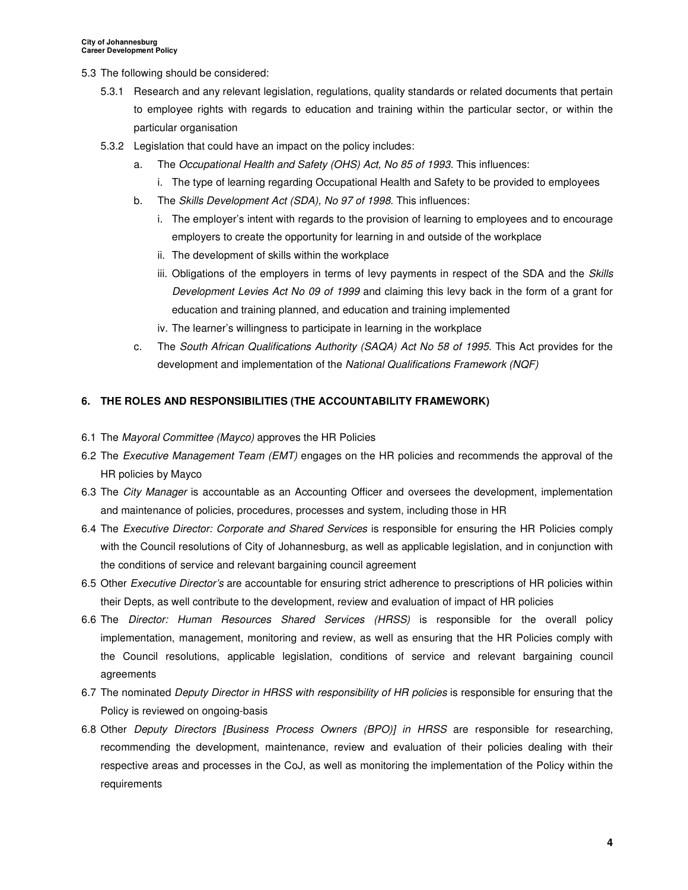5.3 The following should be considered:

5.3.1 Research and any relevant legislation, regulations, quality standards or related documents that pertain to employee rights with regards to education and training within the particular sector, or within the particular organisation

5.3.2 Legislation that could have an impact on the policy includes:

a. The *Occupational Health and Safety (OHS) Act, No 85 of 1993*. This influences:
   i. The type of learning regarding Occupational Health and Safety to be provided to employees

b. The *Skills Development Act (SDA), No 97 of 1998*. This influences:
   i. The employer's intent with regards to the provision of learning to employees and to encourage employers to create the opportunity for learning in and outside of the workplace
   ii. The development of skills within the workplace
   iii. Obligations of the employers in terms of levy payments in respect of the SDA and the *Skills Development Levies Act No 09 of 1999* and claiming this levy back in the form of a grant for education and training planned, and education and training implemented
   iv. The learner's willingness to participate in learning in the workplace

c. The *South African Qualifications Authority (SAQA) Act No 58 of 1995*. This Act provides for the development and implementation of the *National Qualifications Framework (NQF)*

## 6. THE ROLES AND RESPONSIBILITIES (THE ACCOUNTABILITY FRAMEWORK)

6.1 The *Mayoral Committee (Mayco)* approves the HR Policies

6.2 The *Executive Management Team (EMT)* engages on the HR policies and recommends the approval of the HR policies by Mayco

6.3 The *City Manager* is accountable as an Accounting Officer and oversees the development, implementation and maintenance of policies, procedures, processes and system, including those in HR

6.4 The *Executive Director: Corporate and Shared Services* is responsible for ensuring the HR Policies comply with the Council resolutions of City of Johannesburg, as well as applicable legislation, and in conjunction with the conditions of service and relevant bargaining council agreement

6.5 Other *Executive Director's* are accountable for ensuring strict adherence to prescriptions of HR policies within their Depts, as well contribute to the development, review and evaluation of impact of HR policies

6.6 The *Director: Human Resources Shared Services (HRSS)* is responsible for the overall policy implementation, management, monitoring and review, as well as ensuring that the HR Policies comply with the Council resolutions, applicable legislation, conditions of service and relevant bargaining council agreements

6.7 The nominated *Deputy Director in HRSS with responsibility of HR policies* is responsible for ensuring that the Policy is reviewed on ongoing-basis

6.8 Other *Deputy Directors [Business Process Owners (BPO)] in HRSS* are responsible for researching, recommending the development, maintenance, review and evaluation of their policies dealing with their respective areas and processes in the CoJ, as well as monitoring the implementation of the Policy within the requirements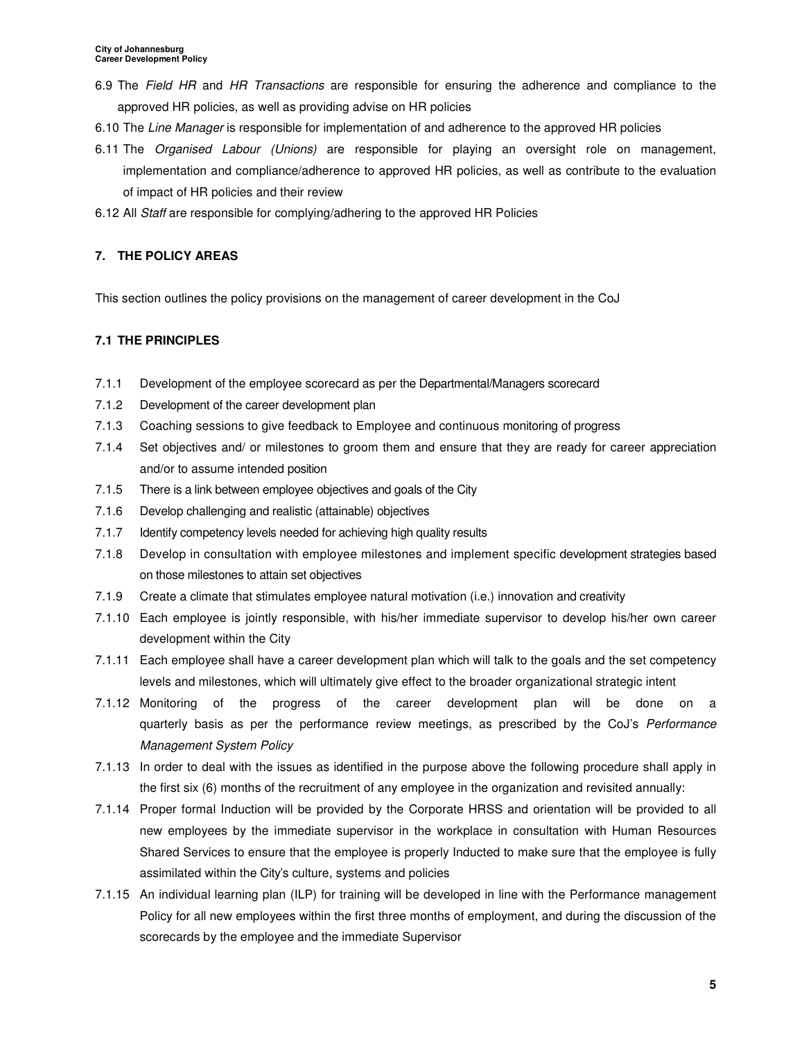6.9 The *Field HR* and *HR Transactions* are responsible for ensuring the adherence and compliance to the approved HR policies, as well as providing advise on HR policies

6.10 The *Line Manager* is responsible for implementation of and adherence to the approved HR policies

6.11 The *Organised Labour (Unions)* are responsible for playing an oversight role on management, implementation and compliance/adherence to approved HR policies, as well as contribute to the evaluation of impact of HR policies and their review

6.12 All *Staff* are responsible for complying/adhering to the approved HR Policies

## 7. THE POLICY AREAS

This section outlines the policy provisions on the management of career development in the CoJ

### 7.1 THE PRINCIPLES

7.1.1 Development of the employee scorecard as per the Departmental/Managers scorecard

7.1.2 Development of the career development plan

7.1.3 Coaching sessions to give feedback to Employee and continuous monitoring of progress

7.1.4 Set objectives and/ or milestones to groom them and ensure that they are ready for career appreciation and/or to assume intended position

7.1.5 There is a link between employee objectives and goals of the City

7.1.6 Develop challenging and realistic (attainable) objectives

7.1.7 Identify competency levels needed for achieving high quality results

7.1.8 Develop in consultation with employee milestones and implement specific development strategies based on those milestones to attain set objectives

7.1.9 Create a climate that stimulates employee natural motivation (i.e.) innovation and creativity

7.1.10 Each employee is jointly responsible, with his/her immediate supervisor to develop his/her own career development within the City

7.1.11 Each employee shall have a career development plan which will talk to the goals and the set competency levels and milestones, which will ultimately give effect to the broader organizational strategic intent

7.1.12 Monitoring of the progress of the career development plan will be done on a quarterly basis as per the performance review meetings, as prescribed by the CoJ's *Performance Management System Policy*

7.1.13 In order to deal with the issues as identified in the purpose above the following procedure shall apply in the first six (6) months of the recruitment of any employee in the organization and revisited annually:

7.1.14 Proper formal Induction will be provided by the Corporate HRSS and orientation will be provided to all new employees by the immediate supervisor in the workplace in consultation with Human Resources Shared Services to ensure that the employee is properly Inducted to make sure that the employee is fully assimilated within the City's culture, systems and policies

7.1.15 An individual learning plan (ILP) for training will be developed in line with the Performance management Policy for all new employees within the first three months of employment, and during the discussion of the scorecards by the employee and the immediate Supervisor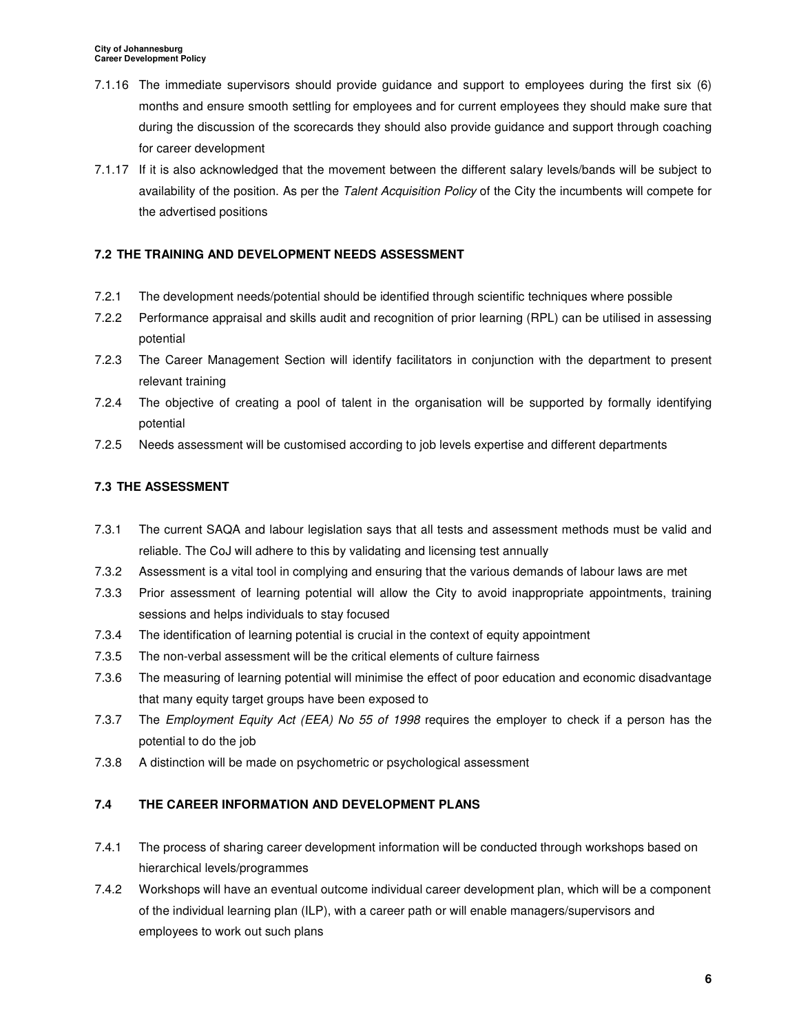7.1.16 The immediate supervisors should provide guidance and support to employees during the first six (6) months and ensure smooth settling for employees and for current employees they should make sure that during the discussion of the scorecards they should also provide guidance and support through coaching for career development

7.1.17 If it is also acknowledged that the movement between the different salary levels/bands will be subject to availability of the position. As per the *Talent Acquisition Policy* of the City the incumbents will compete for the advertised positions

### 7.2 THE TRAINING AND DEVELOPMENT NEEDS ASSESSMENT

7.2.1 The development needs/potential should be identified through scientific techniques where possible

7.2.2 Performance appraisal and skills audit and recognition of prior learning (RPL) can be utilised in assessing potential

7.2.3 The Career Management Section will identify facilitators in conjunction with the department to present relevant training

7.2.4 The objective of creating a pool of talent in the organisation will be supported by formally identifying potential

7.2.5 Needs assessment will be customised according to job levels expertise and different departments

### 7.3 THE ASSESSMENT

7.3.1 The current SAQA and labour legislation says that all tests and assessment methods must be valid and reliable. The CoJ will adhere to this by validating and licensing test annually

7.3.2 Assessment is a vital tool in complying and ensuring that the various demands of labour laws are met

7.3.3 Prior assessment of learning potential will allow the City to avoid inappropriate appointments, training sessions and helps individuals to stay focused

7.3.4 The identification of learning potential is crucial in the context of equity appointment

7.3.5 The non-verbal assessment will be the critical elements of culture fairness

7.3.6 The measuring of learning potential will minimise the effect of poor education and economic disadvantage that many equity target groups have been exposed to

7.3.7 The *Employment Equity Act (EEA) No 55 of 1998* requires the employer to check if a person has the potential to do the job

7.3.8 A distinction will be made on psychometric or psychological assessment

### 7.4 THE CAREER INFORMATION AND DEVELOPMENT PLANS

7.4.1 The process of sharing career development information will be conducted through workshops based on hierarchical levels/programmes

7.4.2 Workshops will have an eventual outcome individual career development plan, which will be a component of the individual learning plan (ILP), with a career path or will enable managers/supervisors and employees to work out such plans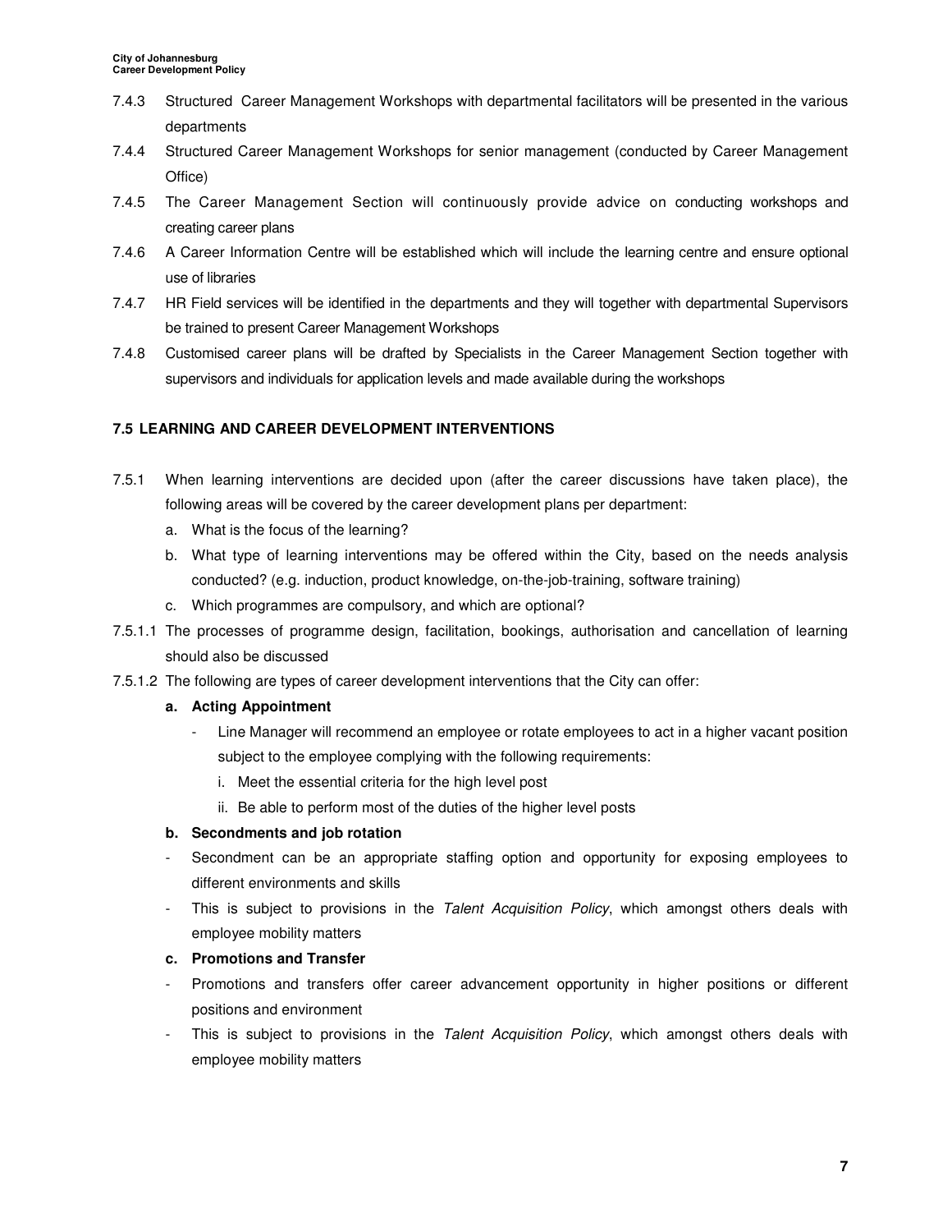- 7.4.3 Structured Career Management Workshops with departmental facilitators will be presented in the various departments
- 7.4.4 Structured Career Management Workshops for senior management (conducted by Career Management Office)
- 7.4.5 The Career Management Section will continuously provide advice on conducting workshops and creating career plans
- 7.4.6 A Career Information Centre will be established which will include the learning centre and ensure optional use of libraries
- 7.4.7 HR Field services will be identified in the departments and they will together with departmental Supervisors be trained to present Career Management Workshops
- 7.4.8 Customised career plans will be drafted by Specialists in the Career Management Section together with supervisors and individuals for application levels and made available during the workshops

### 7.5 LEARNING AND CAREER DEVELOPMENT INTERVENTIONS

7.5.1 When learning interventions are decided upon (after the career discussions have taken place), the following areas will be covered by the career development plans per department:

a. What is the focus of the learning?
b. What type of learning interventions may be offered within the City, based on the needs analysis conducted? (e.g. induction, product knowledge, on-the-job-training, software training)
c. Which programmes are compulsory, and which are optional?

7.5.1.1 The processes of programme design, facilitation, bookings, authorisation and cancellation of learning should also be discussed

7.5.1.2 The following are types of career development interventions that the City can offer:

**a. Acting Appointment**

- Line Manager will recommend an employee or rotate employees to act in a higher vacant position subject to the employee complying with the following requirements:
  i. Meet the essential criteria for the high level post
  ii. Be able to perform most of the duties of the higher level posts

**b. Secondments and job rotation**

- Secondment can be an appropriate staffing option and opportunity for exposing employees to different environments and skills
- This is subject to provisions in the *Talent Acquisition Policy*, which amongst others deals with employee mobility matters

**c. Promotions and Transfer**

- Promotions and transfers offer career advancement opportunity in higher positions or different positions and environment
- This is subject to provisions in the *Talent Acquisition Policy*, which amongst others deals with employee mobility matters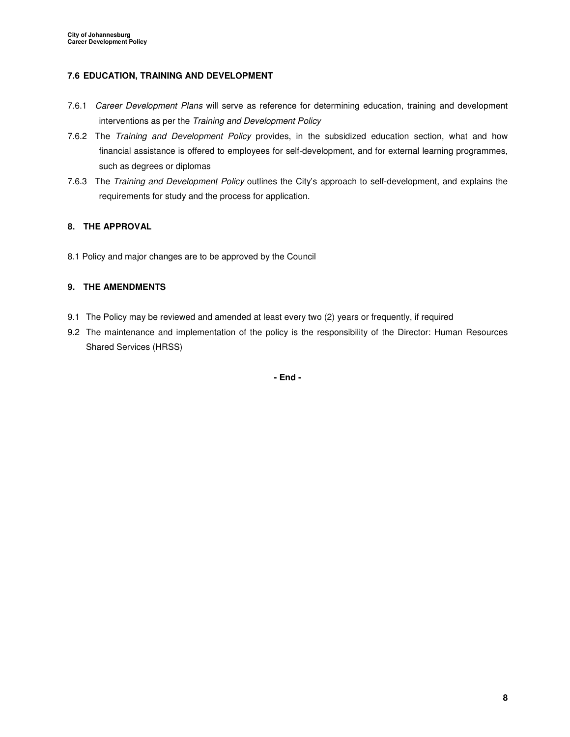### 7.6 EDUCATION, TRAINING AND DEVELOPMENT

7.6.1 *Career Development Plans* will serve as reference for determining education, training and development interventions as per the *Training and Development Policy*

7.6.2 The *Training and Development Policy* provides, in the subsidized education section, what and how financial assistance is offered to employees for self-development, and for external learning programmes, such as degrees or diplomas

7.6.3 The *Training and Development Policy* outlines the City's approach to self-development, and explains the requirements for study and the process for application.

## 8. THE APPROVAL

8.1 Policy and major changes are to be approved by the Council

## 9. THE AMENDMENTS

9.1 The Policy may be reviewed and amended at least every two (2) years or frequently, if required

9.2 The maintenance and implementation of the policy is the responsibility of the Director: Human Resources Shared Services (HRSS)

**- End -**